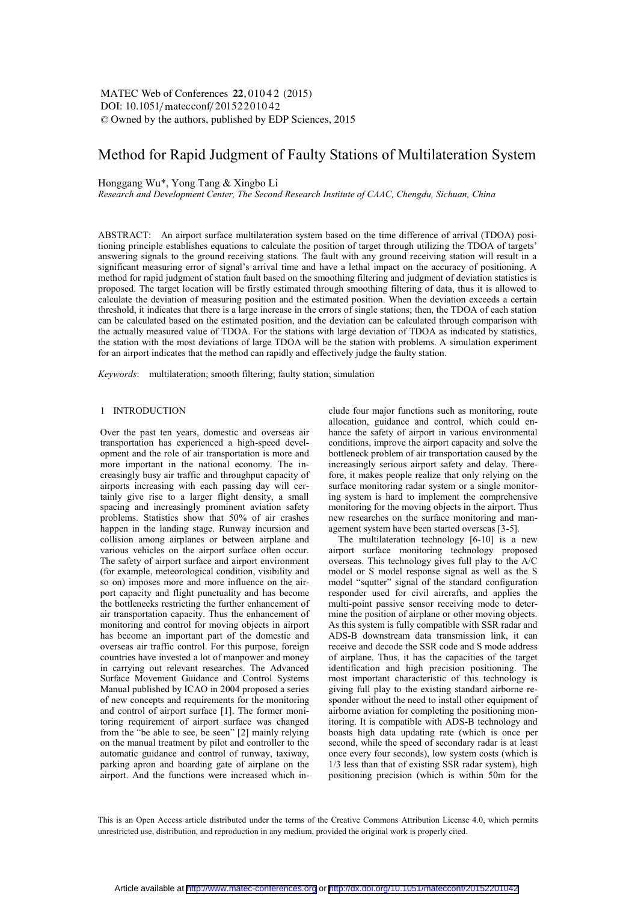MATEC Web of Conferences 22, 01042 (2015)
DOI: 10.1051/matecconf/20152201042
© Owned by the authors, published by EDP Sciences, 2015

# Method for Rapid Judgment of Faulty Stations of Multilateration System

Honggang Wu*, Yong Tang & Xingbo Li

*Research and Development Center, The Second Research Institute of CAAC, Chengdu, Sichuan, China*

ABSTRACT: An airport surface multilateration system based on the time difference of arrival (TDOA) positioning principle establishes equations to calculate the position of target through utilizing the TDOA of targets' answering signals to the ground receiving stations. The fault with any ground receiving station will result in a significant measuring error of signal's arrival time and have a lethal impact on the accuracy of positioning. A method for rapid judgment of station fault based on the smoothing filtering and judgment of deviation statistics is proposed. The target location will be firstly estimated through smoothing filtering of data, thus it is allowed to calculate the deviation of measuring position and the estimated position. When the deviation exceeds a certain threshold, it indicates that there is a large increase in the errors of single stations; then, the TDOA of each station can be calculated based on the estimated position, and the deviation can be calculated through comparison with the actually measured value of TDOA. For the stations with large deviation of TDOA as indicated by statistics, the station with the most deviations of large TDOA will be the station with problems. A simulation experiment for an airport indicates that the method can rapidly and effectively judge the faulty station.

*Keywords*: multilateration; smooth filtering; faulty station; simulation

## 1 INTRODUCTION

Over the past ten years, domestic and overseas air transportation has experienced a high-speed development and the role of air transportation is more and more important in the national economy. The increasingly busy air traffic and throughput capacity of airports increasing with each passing day will certainly give rise to a larger flight density, a small spacing and increasingly prominent aviation safety problems. Statistics show that 50% of air crashes happen in the landing stage. Runway incursion and collision among airplanes or between airplane and various vehicles on the airport surface often occur. The safety of airport surface and airport environment (for example, meteorological condition, visibility and so on) imposes more and more influence on the airport capacity and flight punctuality and has become the bottlenecks restricting the further enhancement of air transportation capacity. Thus the enhancement of monitoring and control for moving objects in airport has become an important part of the domestic and overseas air traffic control. For this purpose, foreign countries have invested a lot of manpower and money in carrying out relevant researches. The Advanced Surface Movement Guidance and Control Systems Manual published by ICAO in 2004 proposed a series of new concepts and requirements for the monitoring and control of airport surface [1]. The former monitoring requirement of airport surface was changed from the "be able to see, be seen" [2] mainly relying on the manual treatment by pilot and controller to the automatic guidance and control of runway, taxiway, parking apron and boarding gate of airplane on the airport. And the functions were increased which include four major functions such as monitoring, route allocation, guidance and control, which could enhance the safety of airport in various environmental conditions, improve the airport capacity and solve the bottleneck problem of air transportation caused by the increasingly serious airport safety and delay. Therefore, it makes people realize that only relying on the surface monitoring radar system or a single monitoring system is hard to implement the comprehensive monitoring for the moving objects in the airport. Thus new researches on the surface monitoring and management system have been started overseas [3-5].

The multilateration technology [6-10] is a new airport surface monitoring technology proposed overseas. This technology gives full play to the A/C model or S model response signal as well as the S model "squtter" signal of the standard configuration responder used for civil aircrafts, and applies the multi-point passive sensor receiving mode to determine the position of airplane or other moving objects. As this system is fully compatible with SSR radar and ADS-B downstream data transmission link, it can receive and decode the SSR code and S mode address of airplane. Thus, it has the capacities of the target identification and high precision positioning. The most important characteristic of this technology is giving full play to the existing standard airborne responder without the need to install other equipment of airborne aviation for completing the positioning monitoring. It is compatible with ADS-B technology and boasts high data updating rate (which is once per second, while the speed of secondary radar is at least once every four seconds), low system costs (which is 1/3 less than that of existing SSR radar system), high positioning precision (which is within 50m for the

This is an Open Access article distributed under the terms of the Creative Commons Attribution License 4.0, which permits unrestricted use, distribution, and reproduction in any medium, provided the original work is properly cited.

Article available at http://www.matec-conferences.org or http://dx.doi.org/10.1051/matecconf/20152201042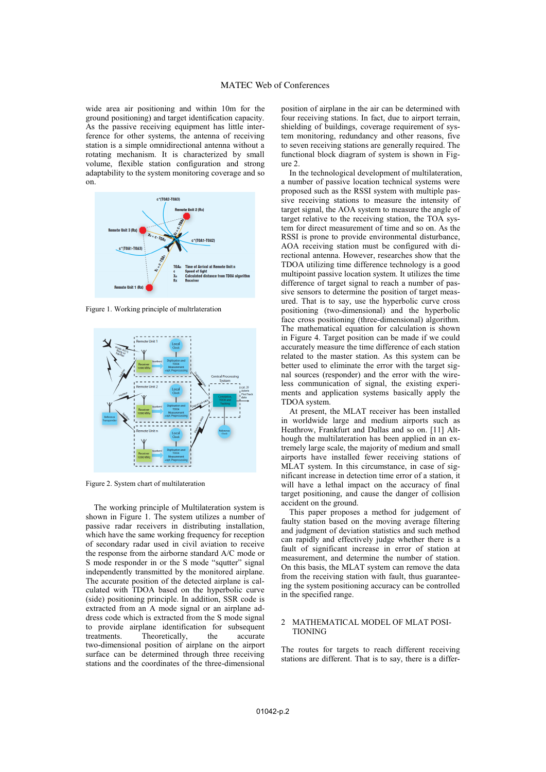wide area air positioning and within 10m for the ground positioning) and target identification capacity. As the passive receiving equipment has little interference for other systems, the antenna of receiving station is a simple omnidirectional antenna without a rotating mechanism. It is characterized by small volume, flexible station configuration and strong adaptability to the system monitoring coverage and so on.

Figure 1. Working principle of multrlateration

Figure 2. System chart of multilateration

The working principle of Multilateration system is shown in Figure 1. The system utilizes a number of passive radar receivers in distributing installation, which have the same working frequency for reception of secondary radar used in civil aviation to receive the response from the airborne standard A/C mode or S mode responder in or the S mode "squtter" signal independently transmitted by the monitored airplane. The accurate position of the detected airplane is calculated with TDOA based on the hyperbolic curve (side) positioning principle. In addition, SSR code is extracted from an A mode signal or an airplane address code which is extracted from the S mode signal to provide airplane identification for subsequent treatments. Theoretically, the accurate two-dimensional position of airplane on the airport surface can be determined through three receiving stations and the coordinates of the three-dimensional position of airplane in the air can be determined with four receiving stations. In fact, due to airport terrain, shielding of buildings, coverage requirement of system monitoring, redundancy and other reasons, five to seven receiving stations are generally required. The functional block diagram of system is shown in Figure 2.

In the technological development of multilateration, a number of passive location technical systems were proposed such as the RSSI system with multiple passive receiving stations to measure the intensity of target signal, the AOA system to measure the angle of target relative to the receiving station, the TOA system for direct measurement of time and so on. As the RSSI is prone to provide environmental disturbance, AOA receiving station must be configured with directional antenna. However, researches show that the TDOA utilizing time difference technology is a good multipoint passive location system. It utilizes the time difference of target signal to reach a number of passive sensors to determine the position of target measured. That is to say, use the hyperbolic curve cross positioning (two-dimensional) and the hyperbolic face cross positioning (three-dimensional) algorithm. The mathematical equation for calculation is shown in Figure 4. Target position can be made if we could accurately measure the time difference of each station related to the master station. As this system can be better used to eliminate the error with the target signal sources (responder) and the error with the wireless communication of signal, the existing experiments and application systems basically apply the TDOA system.

At present, the MLAT receiver has been installed in worldwide large and medium airports such as Heathrow, Frankfurt and Dallas and so on. [11] Although the multilateration has been applied in an extremely large scale, the majority of medium and small airports have installed fewer receiving stations of MLAT system. In this circumstance, in case of significant increase in detection time error of a station, it will have a lethal impact on the accuracy of final target positioning, and cause the danger of collision accident on the ground.

This paper proposes a method for judgement of faulty station based on the moving average filtering and judgment of deviation statistics and such method can rapidly and effectively judge whether there is a fault of significant increase in error of station at measurement, and determine the number of station. On this basis, the MLAT system can remove the data from the receiving station with fault, thus guaranteeing the system positioning accuracy can be controlled in the specified range.

## 2 MATHEMATICAL MODEL OF MLAT POSITIONING

The routes for targets to reach different receiving stations are different. That is to say, there is a differ-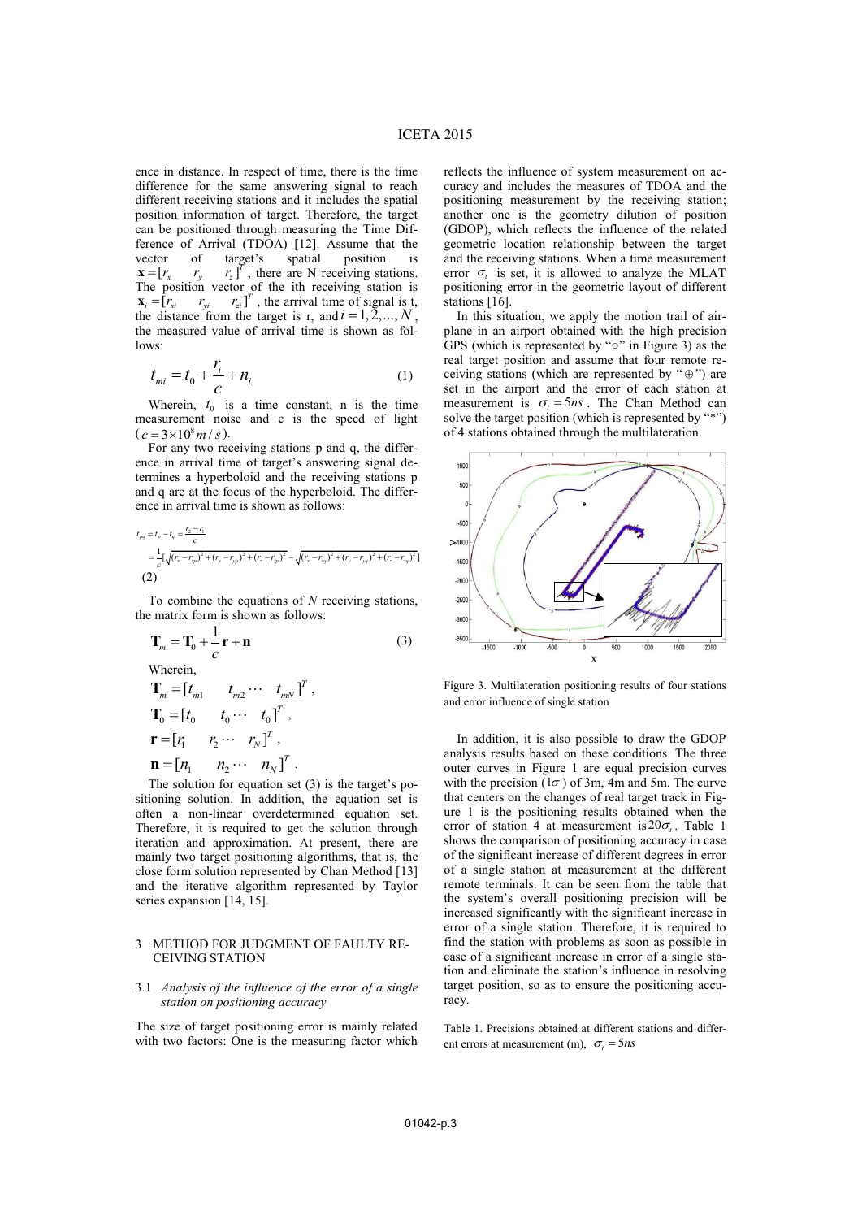ence in distance. In respect of time, there is the time difference for the same answering signal to reach different receiving stations and it includes the spatial position information of target. Therefore, the target can be positioned through measuring the Time Difference of Arrival (TDOA) [12]. Assume that the vector of target's spatial position is $\mathbf{x}=[r_x \quad r_y \quad r_z]^T$, there are N receiving stations. The position vector of the ith receiving station is $\mathbf{x}_i=[r_{xi} \quad r_{yi} \quad r_{zi}]^T$, the arrival time of signal is t, the distance from the target is r, and $i=1,2,...,N$, the measured value of arrival time is shown as follows:

$$t_{mi}=t_0+\frac{r_i}{c}+n_i \tag{1}$$

Wherein, $t_0$ is a time constant, n is the time measurement noise and c is the speed of light ($c=3\times10^8 m/s$).

For any two receiving stations p and q, the difference in arrival time of target's answering signal determines a hyperboloid and the receiving stations p and q are at the focus of the hyperboloid. The difference in arrival time is shown as follows:

$$t_{pq}=t_p-t_q=\frac{r_p-r_q}{c}$$
$$=\frac{1}{c}[\sqrt{(r_x-r_{xp})^2+(r_y-r_{yp})^2+(r_z-r_{zp})^2}-\sqrt{(r_x-r_{xq})^2+(r_y-r_{yq})^2+(r_z-r_{zq})^2}] \tag{2}$$

To combine the equations of $N$ receiving stations, the matrix form is shown as follows:

$$\mathbf{T}_m=\mathbf{T}_0+\frac{1}{c}\mathbf{r}+\mathbf{n} \tag{3}$$

Wherein,

$\mathbf{T}_m=[t_{m1} \quad t_{m2} \cdots \quad t_{mN}]^T$,

$\mathbf{T}_0=[t_0 \quad t_0 \cdots \quad t_0]^T$,

$\mathbf{r}=[r_1 \quad r_2 \cdots \quad r_N]^T$,

$\mathbf{n}=[n_1 \quad n_2 \cdots \quad n_N]^T$.

The solution for equation set (3) is the target's positioning solution. In addition, the equation set is often a non-linear overdetermined equation set. Therefore, it is required to get the solution through iteration and approximation. At present, there are mainly two target positioning algorithms, that is, the close form solution represented by Chan Method [13] and the iterative algorithm represented by Taylor series expansion [14, 15].

## 3 METHOD FOR JUDGMENT OF FAULTY RECEIVING STATION

### 3.1 *Analysis of the influence of the error of a single station on positioning accuracy*

The size of target positioning error is mainly related with two factors: One is the measuring factor which reflects the influence of system measurement on accuracy and includes the measures of TDOA and the positioning measurement by the receiving station; another one is the geometry dilution of position (GDOP), which reflects the influence of the related geometric location relationship between the target and the receiving stations. When a time measurement error $\sigma_t$ is set, it is allowed to analyze the MLAT positioning error in the geometric layout of different stations [16].

In this situation, we apply the motion trail of airplane in an airport obtained with the high precision GPS (which is represented by "○" in Figure 3) as the real target position and assume that four remote receiving stations (which are represented by "⊕") are set in the airport and the error of each station at measurement is $\sigma_t=5ns$. The Chan Method can solve the target position (which is represented by "*") of 4 stations obtained through the multilateration.

Figure 3. Multilateration positioning results of four stations and error influence of single station

In addition, it is also possible to draw the GDOP analysis results based on these conditions. The three outer curves in Figure 1 are equal precision curves with the precision ($1\sigma$) of 3m, 4m and 5m. The curve that centers on the changes of real target track in Figure 1 is the positioning results obtained when the error of station 4 at measurement is $20\sigma_t$. Table 1 shows the comparison of positioning accuracy in case of the significant increase of different degrees in error of a single station at measurement at the different remote terminals. It can be seen from the table that the system's overall positioning precision will be increased significantly with the significant increase in error of a single station. Therefore, it is required to find the station with problems as soon as possible in case of a significant increase in error of a single station and eliminate the station's influence in resolving target position, so as to ensure the positioning accuracy.

Table 1. Precisions obtained at different stations and different errors at measurement (m), $\sigma_t=5ns$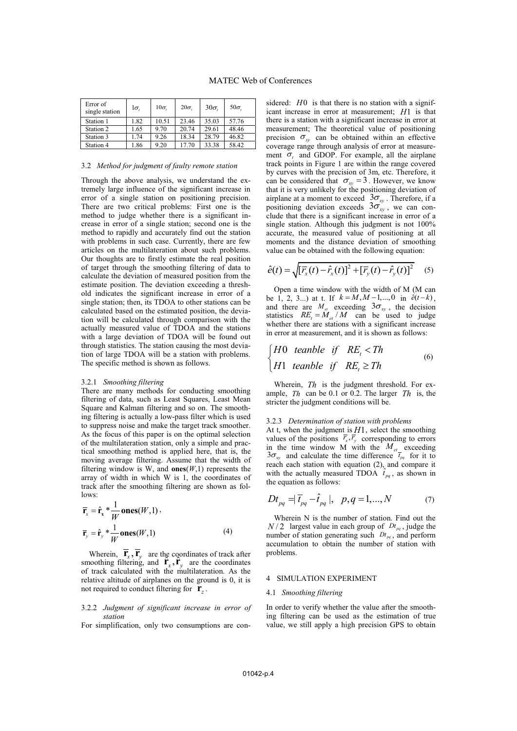| Error of single station | $1\sigma_t$ | $10\sigma_t$ | $20\sigma_t$ | $30\sigma_t$ | $50\sigma_t$ |
|---|---|---|---|---|---|
| Station 1 | 1.82 | 10.51 | 23.46 | 35.03 | 57.76 |
| Station 2 | 1.65 | 9.70 | 20.74 | 29.61 | 48.46 |
| Station 3 | 1.74 | 9.26 | 18.34 | 28.79 | 46.82 |
| Station 4 | 1.86 | 9.20 | 17.70 | 33.38 | 58.42 |

### 3.2 *Method for judgment of faulty remote station*

Through the above analysis, we understand the extremely large influence of the significant increase in error of a single station on positioning precision. There are two critical problems: First one is the method to judge whether there is a significant increase in error of a single station; second one is the method to rapidly and accurately find out the station with problems in such case. Currently, there are few articles on the multilateration about such problems. Our thoughts are to firstly estimate the real position of target through the smoothing filtering of data to calculate the deviation of measured position from the estimate position. The deviation exceeding a threshold indicates the significant increase in error of a single station; then, its TDOA to other stations can be calculated based on the estimated position, the deviation will be calculated through comparison with the actually measured value of TDOA and the stations with a large deviation of TDOA will be found out through statistics. The station causing the most deviation of large TDOA will be a station with problems. The specific method is shown as follows.

#### 3.2.1 *Smoothing filtering*

There are many methods for conducting smoothing filtering of data, such as Least Squares, Least Mean Square and Kalman filtering and so on. The smoothing filtering is actually a low-pass filter which is used to suppress noise and make the target track smoother. As the focus of this paper is on the optimal selection of the multilateration station, only a simple and practical smoothing method is applied here, that is, the moving average filtering. Assume that the width of filtering window is W, and **ones**$(W,1)$ represents the array of width in which W is 1, the coordinates of track after the smoothing filtering are shown as follows:

$$\overline{\mathbf{r}}_x = \hat{\mathbf{r}}_\mathbf{x} * \frac{1}{W}\mathbf{ones}(W,1),$$
$$\overline{\mathbf{r}}_y = \hat{\mathbf{r}}_y * \frac{1}{W}\mathbf{ones}(W,1) \tag{4}$$

Wherein, $\overline{\mathbf{r}}_x, \overline{\mathbf{r}}_y$ are the coordinates of track after smoothing filtering, and $\hat{\mathbf{r}}_x, \hat{\mathbf{r}}_y$ are the coordinates of track calculated with the multilateration. As the relative altitude of airplanes on the ground is 0, it is not required to conduct filtering for $\mathbf{r}_z$.

#### 3.2.2 *Judgment of significant increase in error of station*

For simplification, only two consumptions are considered: $H0$ is that there is no station with a significant increase in error at measurement; $H1$ is that there is a station with a significant increase in error at measurement; The theoretical value of positioning precision $\sigma_{xy}$ can be obtained within an effective coverage range through analysis of error at measurement $\sigma_t$ and GDOP. For example, all the airplane track points in Figure 1 are within the range covered by curves with the precision of 3m, etc. Therefore, it can be considered that $\sigma_{xy} = 3$. However, we know that it is very unlikely for the positioning deviation of airplane at a moment to exceed $3\sigma_{xy}$. Therefore, if a positioning deviation exceeds $3\sigma_{xy}$, we can conclude that there is a significant increase in error of a single station. Although this judgment is not 100% accurate, the measured value of positioning at all moments and the distance deviation of smoothing value can be obtained with the following equation:

$$\hat{e}(t) = \sqrt{[\overline{r}_x(t) - \hat{r}_x(t)]^2 + [\overline{r}_y(t) - \hat{r}_y(t)]^2} \tag{5}$$

Open a time window with the width of M (M can be 1, 2, 3...) at t. If $k = M, M-1, ..., 0$ in $\hat{e}(t-k)$, and there are $M_{et}$ exceeding $3\sigma_{xy}$, the decision statistics $RE_t = M_{et} / M$ can be used to judge whether there are stations with a significant increase in error at measurement, and it is shown as follows:

$$\begin{cases} H0 \ \ teanble \ \ if \ \ RE_t < Th \\ H1 \ \ teanble \ \ if \ \ RE_t \geq Th \end{cases} \tag{6}$$

Wherein, $Th$ is the judgment threshold. For example, $Th$ can be 0.1 or 0.2. The larger $Th$ is, the stricter the judgment conditions will be.

#### 3.2.3 *Determination of station with problems*

At t, when the judgment is $H1$, select the smoothing values of the positions $\overline{r}_x, \overline{r}_y$ corresponding to errors in the time window M with the $M_{et}$ exceeding $3\sigma_{xy}$ and calculate the time difference $\overline{t}_{pq}$ for it to reach each station with equation (2), and compare it with the actually measured TDOA $\hat{t}_{pq}$, as shown in the equation as follows:

$$Dt_{pq} = |\overline{t}_{pq} - \hat{t}_{pq}|, \quad p, q = 1, ..., N \tag{7}$$

Wherein N is the number of station. Find out the $N/2$ largest value in each group of $Dt_{pq}$, judge the number of station generating such $Dt_{pq}$, and perform accumulation to obtain the number of station with problems.

## 4 SIMULATION EXPERIMENT

### 4.1 *Smoothing filtering*

In order to verify whether the value after the smoothing filtering can be used as the estimation of true value, we still apply a high precision GPS to obtain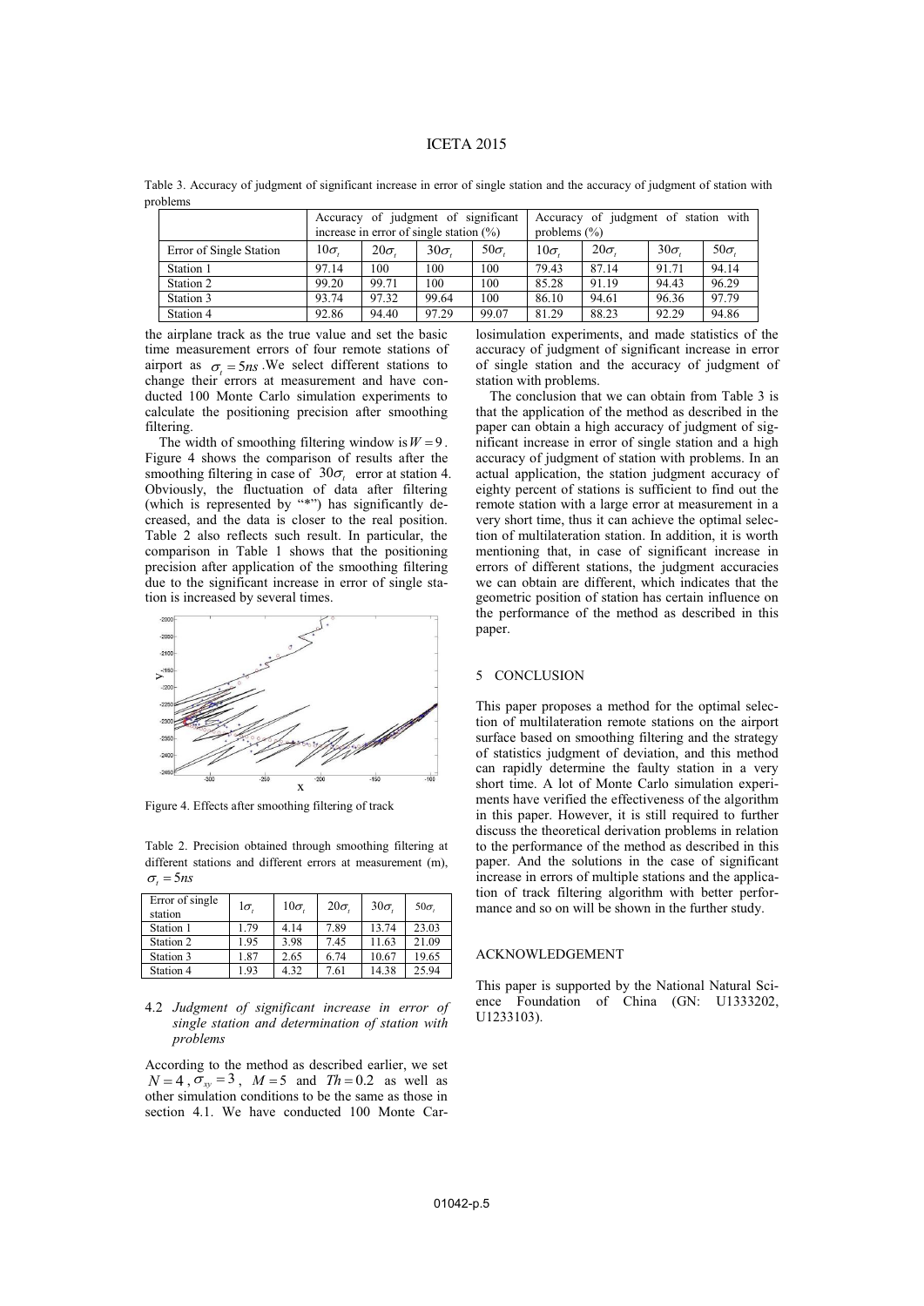Table 3. Accuracy of judgment of significant increase in error of single station and the accuracy of judgment of station with problems

| | Accuracy of judgment of significant increase in error of single station (%) | | | | Accuracy of judgment of station with problems (%) | | | |
|---|---|---|---|---|---|---|---|---|
| Error of Single Station | $10\sigma_t$ | $20\sigma_t$ | $30\sigma_t$ | $50\sigma_t$ | $10\sigma_t$ | $20\sigma_t$ | $30\sigma_t$ | $50\sigma_t$ |
| Station 1 | 97.14 | 100 | 100 | 100 | 79.43 | 87.14 | 91.71 | 94.14 |
| Station 2 | 99.20 | 99.71 | 100 | 100 | 85.28 | 91.19 | 94.43 | 96.29 |
| Station 3 | 93.74 | 97.32 | 99.64 | 100 | 86.10 | 94.61 | 96.36 | 97.79 |
| Station 4 | 92.86 | 94.40 | 97.29 | 99.07 | 81.29 | 88.23 | 92.29 | 94.86 |

the airplane track as the true value and set the basic time measurement errors of four remote stations of airport as $\sigma_t = 5ns$. We select different stations to change their errors at measurement and have conducted 100 Monte Carlo simulation experiments to calculate the positioning precision after smoothing filtering.

The width of smoothing filtering window is $W = 9$. Figure 4 shows the comparison of results after the smoothing filtering in case of $30\sigma_t$ error at station 4. Obviously, the fluctuation of data after filtering (which is represented by "*") has significantly decreased, and the data is closer to the real position. Table 2 also reflects such result. In particular, the comparison in Table 1 shows that the positioning precision after application of the smoothing filtering due to the significant increase in error of single station is increased by several times.

Figure 4. Effects after smoothing filtering of track

Table 2. Precision obtained through smoothing filtering at different stations and different errors at measurement (m), $\sigma_t = 5ns$

| Error of single station | $1\sigma_t$ | $10\sigma_t$ | $20\sigma_t$ | $30\sigma_t$ | $50\sigma_t$ |
|---|---|---|---|---|---|
| Station 1 | 1.79 | 4.14 | 7.89 | 13.74 | 23.03 |
| Station 2 | 1.95 | 3.98 | 7.45 | 11.63 | 21.09 |
| Station 3 | 1.87 | 2.65 | 6.74 | 10.67 | 19.65 |
| Station 4 | 1.93 | 4.32 | 7.61 | 14.38 | 25.94 |

### 4.2 *Judgment of significant increase in error of single station and determination of station with problems*

According to the method as described earlier, we set $N = 4$, $\sigma_{xy} = 3$, $M = 5$ and $Th = 0.2$ as well as other simulation conditions to be the same as those in section 4.1. We have conducted 100 Monte Carlo simulation experiments, and made statistics of the accuracy of judgment of significant increase in error of single station and the accuracy of judgment of station with problems.

The conclusion that we can obtain from Table 3 is that the application of the method as described in the paper can obtain a high accuracy of judgment of significant increase in error of single station and a high accuracy of judgment of station with problems. In an actual application, the station judgment accuracy of eighty percent of stations is sufficient to find out the remote station with a large error at measurement in a very short time, thus it can achieve the optimal selection of multilateration station. In addition, it is worth mentioning that, in case of significant increase in errors of different stations, the judgment accuracies we can obtain are different, which indicates that the geometric position of station has certain influence on the performance of the method as described in this paper.

## 5 CONCLUSION

This paper proposes a method for the optimal selection of multilateration remote stations on the airport surface based on smoothing filtering and the strategy of statistics judgment of deviation, and this method can rapidly determine the faulty station in a very short time. A lot of Monte Carlo simulation experiments have verified the effectiveness of the algorithm in this paper. However, it is still required to further discuss the theoretical derivation problems in relation to the performance of the method as described in this paper. And the solutions in the case of significant increase in errors of multiple stations and the application of track filtering algorithm with better performance and so on will be shown in the further study.

## ACKNOWLEDGEMENT

This paper is supported by the National Natural Science Foundation of China (GN: U1333202, U1233103).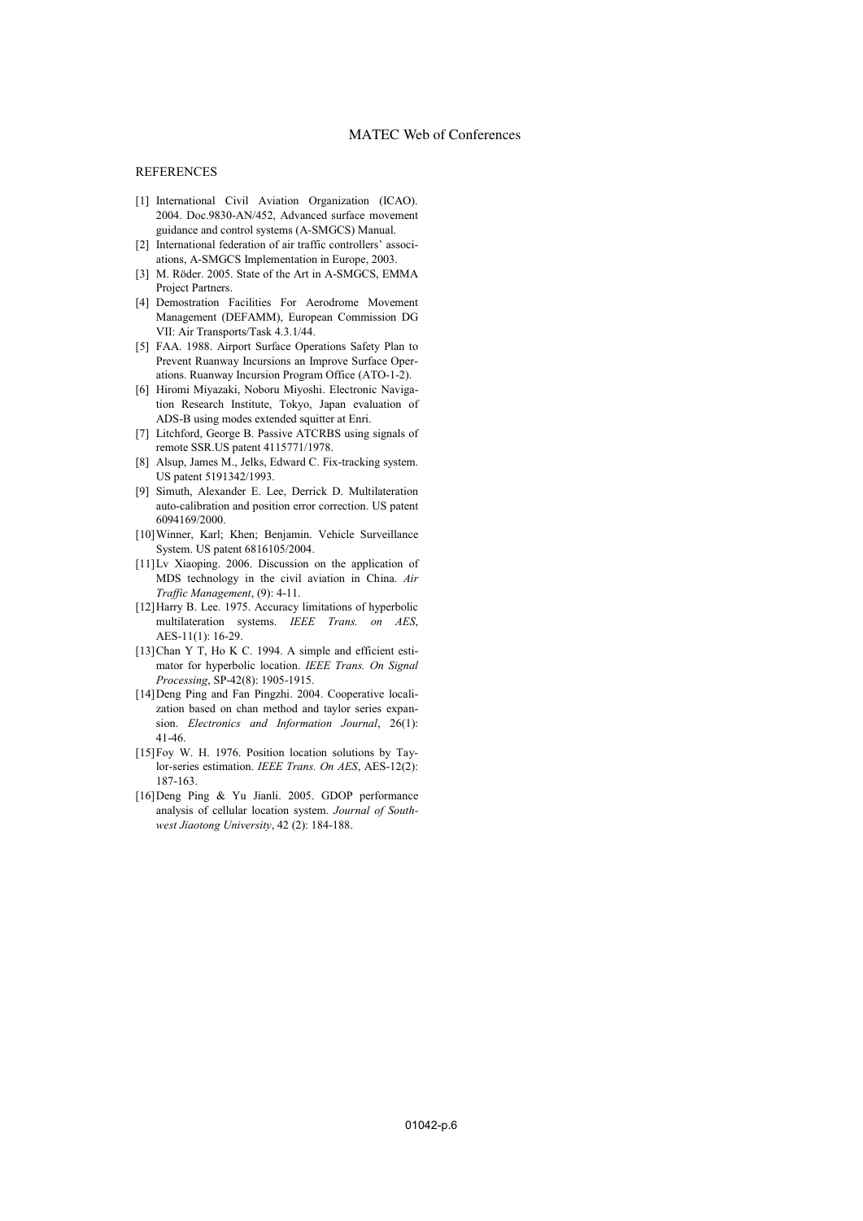## REFERENCES

[1] International Civil Aviation Organization (ICAO). 2004. Doc.9830-AN/452, Advanced surface movement guidance and control systems (A-SMGCS) Manual.

[2] International federation of air traffic controllers' associations, A-SMGCS Implementation in Europe, 2003.

[3] M. Röder. 2005. State of the Art in A-SMGCS, EMMA Project Partners.

[4] Demostration Facilities For Aerodrome Movement Management (DEFAMM), European Commission DG VII: Air Transports/Task 4.3.1/44.

[5] FAA. 1988. Airport Surface Operations Safety Plan to Prevent Ruanway Incursions an Improve Surface Operations. Ruanway Incursion Program Office (ATO-1-2).

[6] Hiromi Miyazaki, Noboru Miyoshi. Electronic Navigation Research Institute, Tokyo, Japan evaluation of ADS-B using modes extended squitter at Enri.

[7] Litchford, George B. Passive ATCRBS using signals of remote SSR.US patent 4115771/1978.

[8] Alsup, James M., Jelks, Edward C. Fix-tracking system. US patent 5191342/1993.

[9] Simuth, Alexander E. Lee, Derrick D. Multilateration auto-calibration and position error correction. US patent 6094169/2000.

[10] Winner, Karl; Khen; Benjamin. Vehicle Surveillance System. US patent 6816105/2004.

[11] Lv Xiaoping. 2006. Discussion on the application of MDS technology in the civil aviation in China. *Air Traffic Management*, (9): 4-11.

[12] Harry B. Lee. 1975. Accuracy limitations of hyperbolic multilateration systems. *IEEE Trans. on AES*, AES-11(1): 16-29.

[13] Chan Y T, Ho K C. 1994. A simple and efficient estimator for hyperbolic location. *IEEE Trans. On Signal Processing*, SP-42(8): 1905-1915.

[14] Deng Ping and Fan Pingzhi. 2004. Cooperative localization based on chan method and taylor series expansion. *Electronics and Information Journal*, 26(1): 41-46.

[15] Foy W. H. 1976. Position location solutions by Taylor-series estimation. *IEEE Trans. On AES*, AES-12(2): 187-163.

[16] Deng Ping & Yu Jianli. 2005. GDOP performance analysis of cellular location system. *Journal of Southwest Jiaotong University*, 42 (2): 184-188.